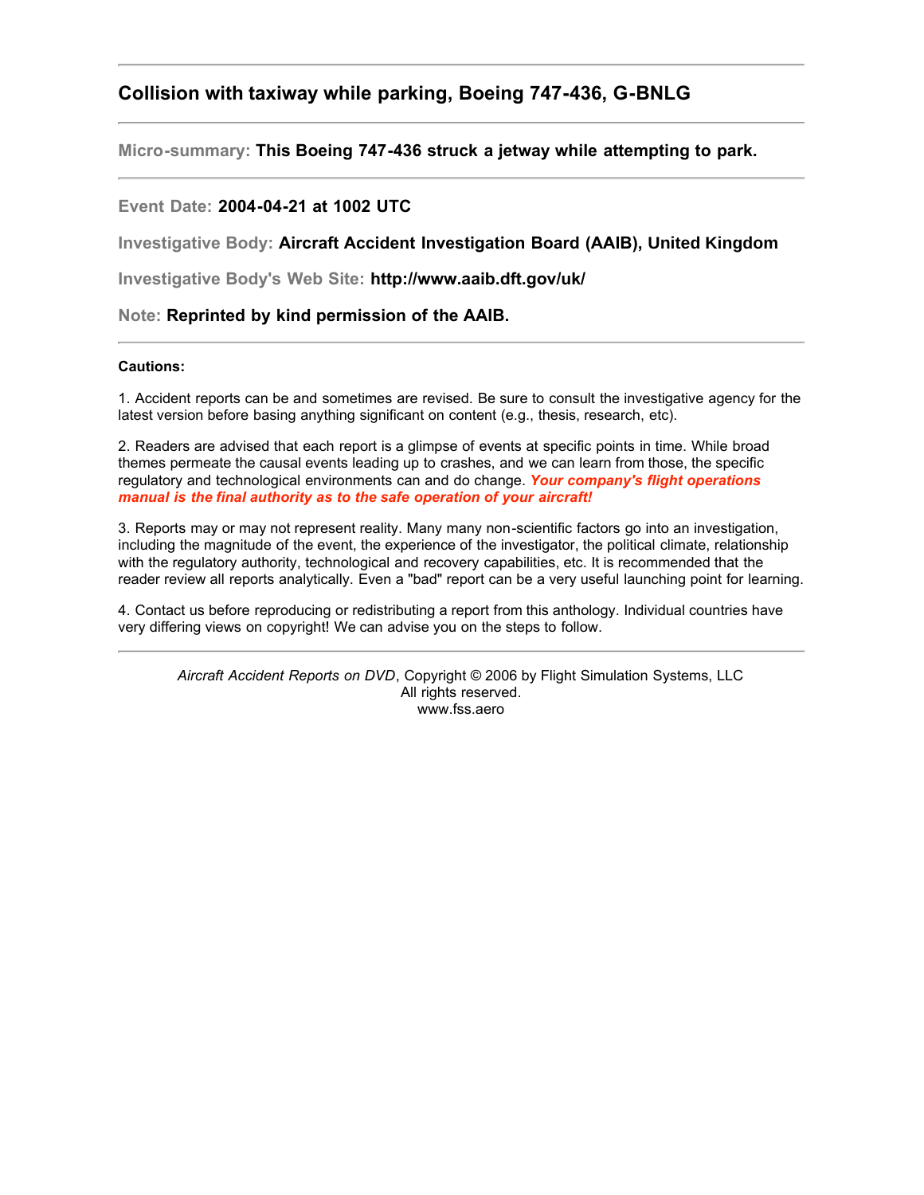# Collision with taxiway while parking, Boeing 747-436, G-BNLG

---

**Micro-summary:** **This Boeing 747-436 struck a jetway while attempting to park.**

---

**Event Date:** **2004-04-21 at 1002 UTC**

**Investigative Body:** **Aircraft Accident Investigation Board (AAIB), United Kingdom**

**Investigative Body's Web Site:** **http://www.aaib.dft.gov/uk/**

**Note:** **Reprinted by kind permission of the AAIB.**

---

**Cautions:**

1. Accident reports can be and sometimes are revised. Be sure to consult the investigative agency for the latest version before basing anything significant on content (e.g., thesis, research, etc).

2. Readers are advised that each report is a glimpse of events at specific points in time. While broad themes permeate the causal events leading up to crashes, and we can learn from those, the specific regulatory and technological environments can and do change. ***Your company's flight operations manual is the final authority as to the safe operation of your aircraft!***

3. Reports may or may not represent reality. Many many non-scientific factors go into an investigation, including the magnitude of the event, the experience of the investigator, the political climate, relationship with the regulatory authority, technological and recovery capabilities, etc. It is recommended that the reader review all reports analytically. Even a "bad" report can be a very useful launching point for learning.

4. Contact us before reproducing or redistributing a report from this anthology. Individual countries have very differing views on copyright! We can advise you on the steps to follow.

---

*Aircraft Accident Reports on DVD*, Copyright © 2006 by Flight Simulation Systems, LLC
All rights reserved.
www.fss.aero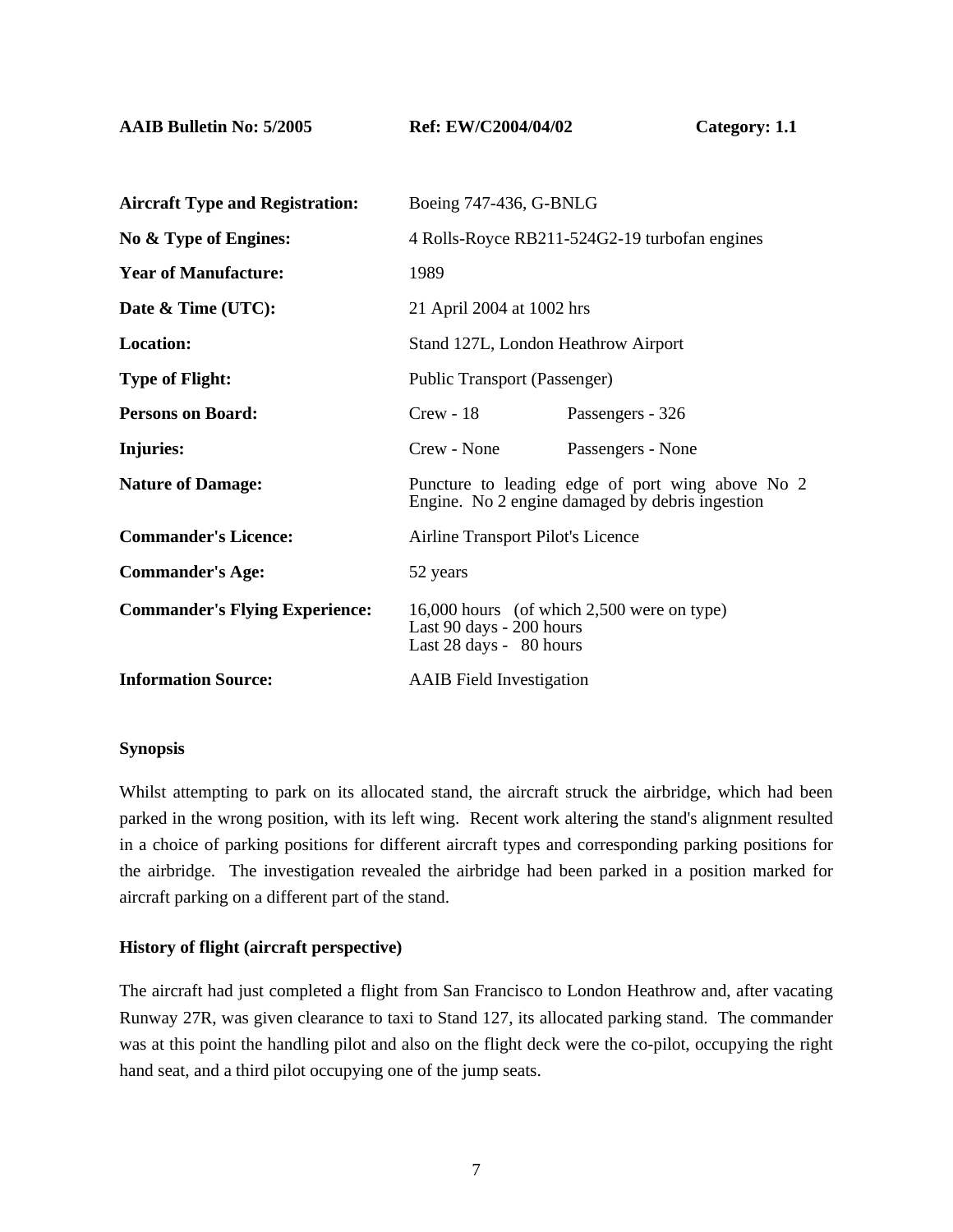**AAIB Bulletin No: 5/2005** **Ref: EW/C2004/04/02** **Category: 1.1**

| | | |
|---|---|---|
| **Aircraft Type and Registration:** | Boeing 747-436, G-BNLG | |
| **No & Type of Engines:** | 4 Rolls-Royce RB211-524G2-19 turbofan engines | |
| **Year of Manufacture:** | 1989 | |
| **Date & Time (UTC):** | 21 April 2004 at 1002 hrs | |
| **Location:** | Stand 127L, London Heathrow Airport | |
| **Type of Flight:** | Public Transport (Passenger) | |
| **Persons on Board:** | Crew - 18 | Passengers - 326 |
| **Injuries:** | Crew - None | Passengers - None |
| **Nature of Damage:** | Puncture to leading edge of port wing above No 2 Engine. No 2 engine damaged by debris ingestion | |
| **Commander's Licence:** | Airline Transport Pilot's Licence | |
| **Commander's Age:** | 52 years | |
| **Commander's Flying Experience:** | 16,000 hours (of which 2,500 were on type)<br>Last 90 days - 200 hours<br>Last 28 days - 80 hours | |
| **Information Source:** | AAIB Field Investigation | |

### Synopsis

Whilst attempting to park on its allocated stand, the aircraft struck the airbridge, which had been parked in the wrong position, with its left wing. Recent work altering the stand's alignment resulted in a choice of parking positions for different aircraft types and corresponding parking positions for the airbridge. The investigation revealed the airbridge had been parked in a position marked for aircraft parking on a different part of the stand.

### History of flight (aircraft perspective)

The aircraft had just completed a flight from San Francisco to London Heathrow and, after vacating Runway 27R, was given clearance to taxi to Stand 127, its allocated parking stand. The commander was at this point the handling pilot and also on the flight deck were the co-pilot, occupying the right hand seat, and a third pilot occupying one of the jump seats.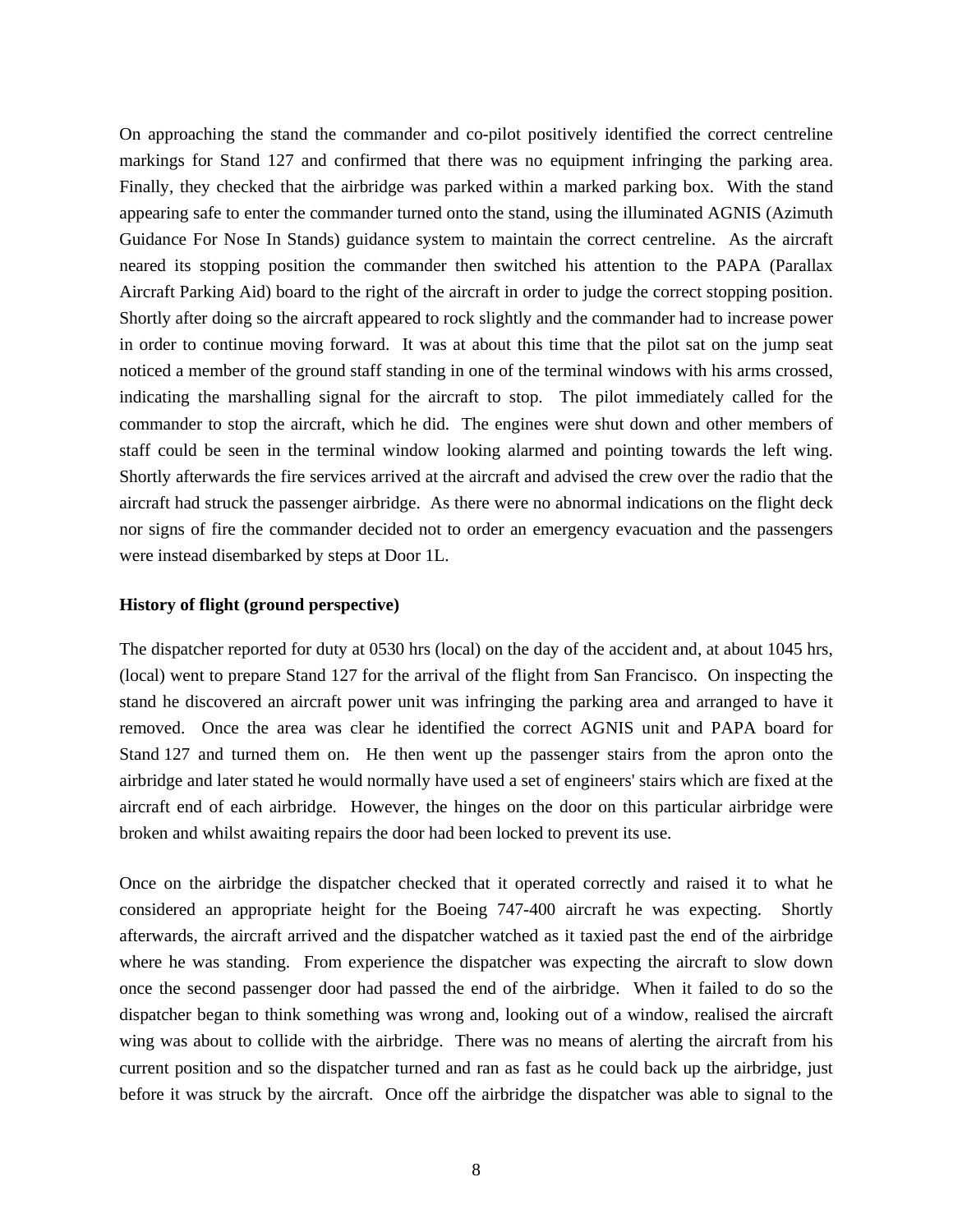On approaching the stand the commander and co-pilot positively identified the correct centreline markings for Stand 127 and confirmed that there was no equipment infringing the parking area. Finally, they checked that the airbridge was parked within a marked parking box. With the stand appearing safe to enter the commander turned onto the stand, using the illuminated AGNIS (Azimuth Guidance For Nose In Stands) guidance system to maintain the correct centreline. As the aircraft neared its stopping position the commander then switched his attention to the PAPA (Parallax Aircraft Parking Aid) board to the right of the aircraft in order to judge the correct stopping position. Shortly after doing so the aircraft appeared to rock slightly and the commander had to increase power in order to continue moving forward. It was at about this time that the pilot sat on the jump seat noticed a member of the ground staff standing in one of the terminal windows with his arms crossed, indicating the marshalling signal for the aircraft to stop. The pilot immediately called for the commander to stop the aircraft, which he did. The engines were shut down and other members of staff could be seen in the terminal window looking alarmed and pointing towards the left wing. Shortly afterwards the fire services arrived at the aircraft and advised the crew over the radio that the aircraft had struck the passenger airbridge. As there were no abnormal indications on the flight deck nor signs of fire the commander decided not to order an emergency evacuation and the passengers were instead disembarked by steps at Door 1L.

**History of flight (ground perspective)**

The dispatcher reported for duty at 0530 hrs (local) on the day of the accident and, at about 1045 hrs, (local) went to prepare Stand 127 for the arrival of the flight from San Francisco. On inspecting the stand he discovered an aircraft power unit was infringing the parking area and arranged to have it removed. Once the area was clear he identified the correct AGNIS unit and PAPA board for Stand 127 and turned them on. He then went up the passenger stairs from the apron onto the airbridge and later stated he would normally have used a set of engineers' stairs which are fixed at the aircraft end of each airbridge. However, the hinges on the door on this particular airbridge were broken and whilst awaiting repairs the door had been locked to prevent its use.

Once on the airbridge the dispatcher checked that it operated correctly and raised it to what he considered an appropriate height for the Boeing 747-400 aircraft he was expecting. Shortly afterwards, the aircraft arrived and the dispatcher watched as it taxied past the end of the airbridge where he was standing. From experience the dispatcher was expecting the aircraft to slow down once the second passenger door had passed the end of the airbridge. When it failed to do so the dispatcher began to think something was wrong and, looking out of a window, realised the aircraft wing was about to collide with the airbridge. There was no means of alerting the aircraft from his current position and so the dispatcher turned and ran as fast as he could back up the airbridge, just before it was struck by the aircraft. Once off the airbridge the dispatcher was able to signal to the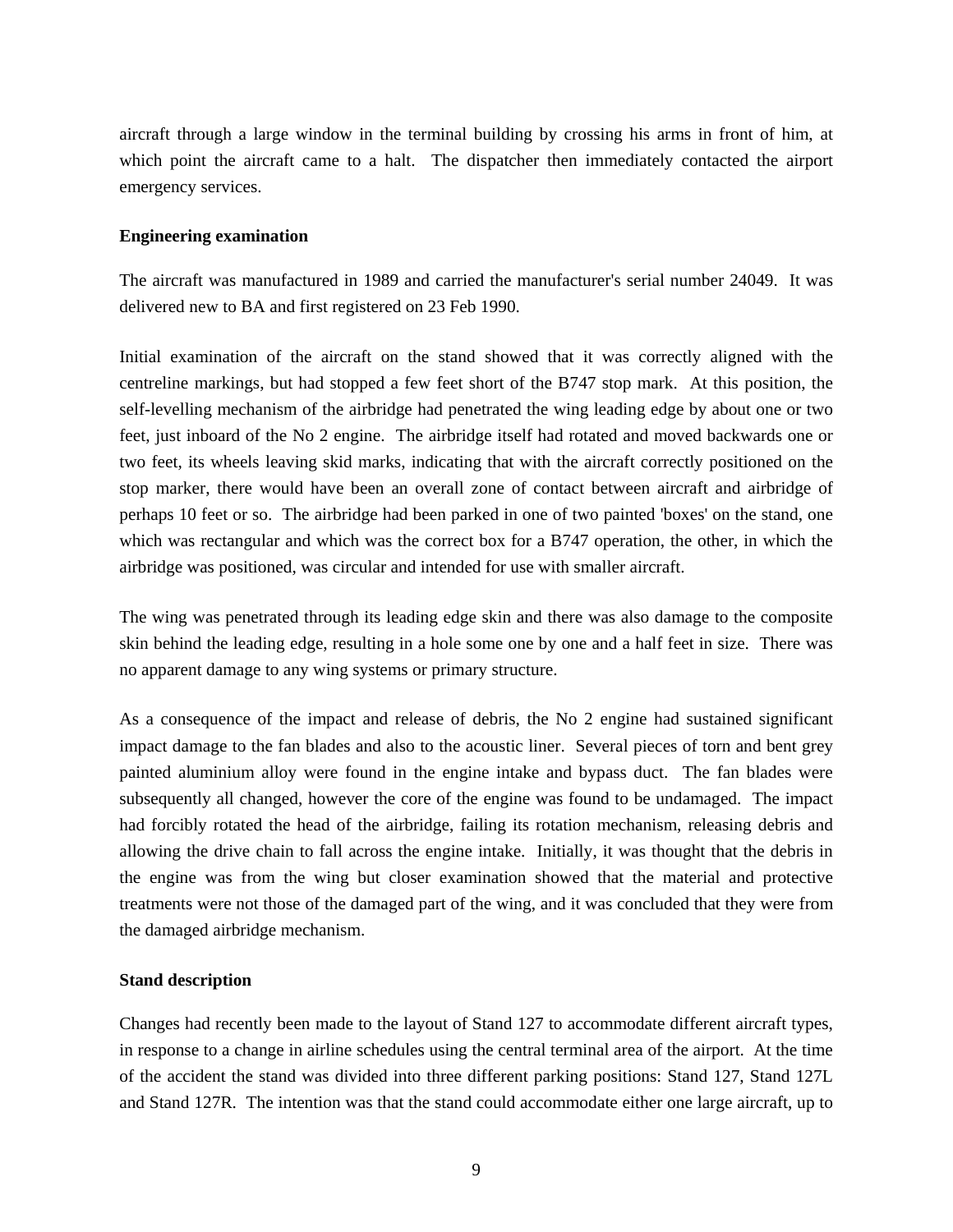aircraft through a large window in the terminal building by crossing his arms in front of him, at which point the aircraft came to a halt. The dispatcher then immediately contacted the airport emergency services.

**Engineering examination**

The aircraft was manufactured in 1989 and carried the manufacturer's serial number 24049. It was delivered new to BA and first registered on 23 Feb 1990.

Initial examination of the aircraft on the stand showed that it was correctly aligned with the centreline markings, but had stopped a few feet short of the B747 stop mark. At this position, the self-levelling mechanism of the airbridge had penetrated the wing leading edge by about one or two feet, just inboard of the No 2 engine. The airbridge itself had rotated and moved backwards one or two feet, its wheels leaving skid marks, indicating that with the aircraft correctly positioned on the stop marker, there would have been an overall zone of contact between aircraft and airbridge of perhaps 10 feet or so. The airbridge had been parked in one of two painted 'boxes' on the stand, one which was rectangular and which was the correct box for a B747 operation, the other, in which the airbridge was positioned, was circular and intended for use with smaller aircraft.

The wing was penetrated through its leading edge skin and there was also damage to the composite skin behind the leading edge, resulting in a hole some one by one and a half feet in size. There was no apparent damage to any wing systems or primary structure.

As a consequence of the impact and release of debris, the No 2 engine had sustained significant impact damage to the fan blades and also to the acoustic liner. Several pieces of torn and bent grey painted aluminium alloy were found in the engine intake and bypass duct. The fan blades were subsequently all changed, however the core of the engine was found to be undamaged. The impact had forcibly rotated the head of the airbridge, failing its rotation mechanism, releasing debris and allowing the drive chain to fall across the engine intake. Initially, it was thought that the debris in the engine was from the wing but closer examination showed that the material and protective treatments were not those of the damaged part of the wing, and it was concluded that they were from the damaged airbridge mechanism.

**Stand description**

Changes had recently been made to the layout of Stand 127 to accommodate different aircraft types, in response to a change in airline schedules using the central terminal area of the airport. At the time of the accident the stand was divided into three different parking positions: Stand 127, Stand 127L and Stand 127R. The intention was that the stand could accommodate either one large aircraft, up to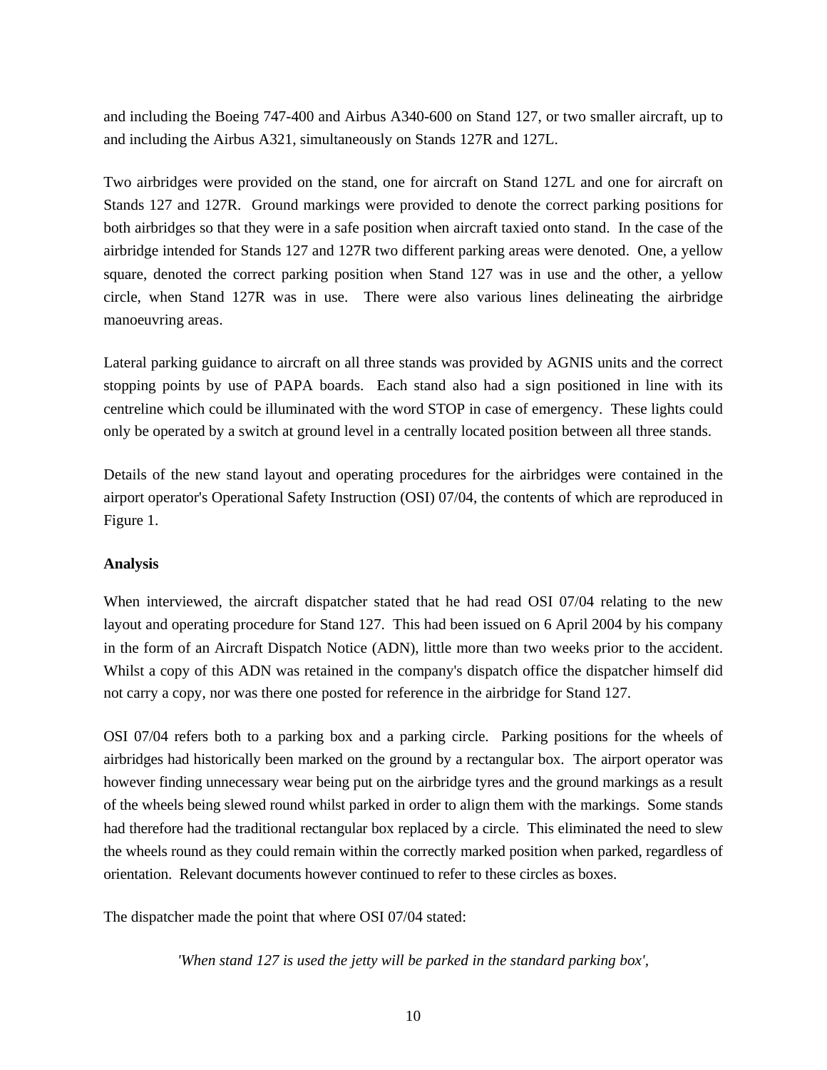and including the Boeing 747-400 and Airbus A340-600 on Stand 127, or two smaller aircraft, up to and including the Airbus A321, simultaneously on Stands 127R and 127L.

Two airbridges were provided on the stand, one for aircraft on Stand 127L and one for aircraft on Stands 127 and 127R. Ground markings were provided to denote the correct parking positions for both airbridges so that they were in a safe position when aircraft taxied onto stand. In the case of the airbridge intended for Stands 127 and 127R two different parking areas were denoted. One, a yellow square, denoted the correct parking position when Stand 127 was in use and the other, a yellow circle, when Stand 127R was in use. There were also various lines delineating the airbridge manoeuvring areas.

Lateral parking guidance to aircraft on all three stands was provided by AGNIS units and the correct stopping points by use of PAPA boards. Each stand also had a sign positioned in line with its centreline which could be illuminated with the word STOP in case of emergency. These lights could only be operated by a switch at ground level in a centrally located position between all three stands.

Details of the new stand layout and operating procedures for the airbridges were contained in the airport operator's Operational Safety Instruction (OSI) 07/04, the contents of which are reproduced in Figure 1.

**Analysis**

When interviewed, the aircraft dispatcher stated that he had read OSI 07/04 relating to the new layout and operating procedure for Stand 127. This had been issued on 6 April 2004 by his company in the form of an Aircraft Dispatch Notice (ADN), little more than two weeks prior to the accident. Whilst a copy of this ADN was retained in the company's dispatch office the dispatcher himself did not carry a copy, nor was there one posted for reference in the airbridge for Stand 127.

OSI 07/04 refers both to a parking box and a parking circle. Parking positions for the wheels of airbridges had historically been marked on the ground by a rectangular box. The airport operator was however finding unnecessary wear being put on the airbridge tyres and the ground markings as a result of the wheels being slewed round whilst parked in order to align them with the markings. Some stands had therefore had the traditional rectangular box replaced by a circle. This eliminated the need to slew the wheels round as they could remain within the correctly marked position when parked, regardless of orientation. Relevant documents however continued to refer to these circles as boxes.

The dispatcher made the point that where OSI 07/04 stated:

*'When stand 127 is used the jetty will be parked in the standard parking box',*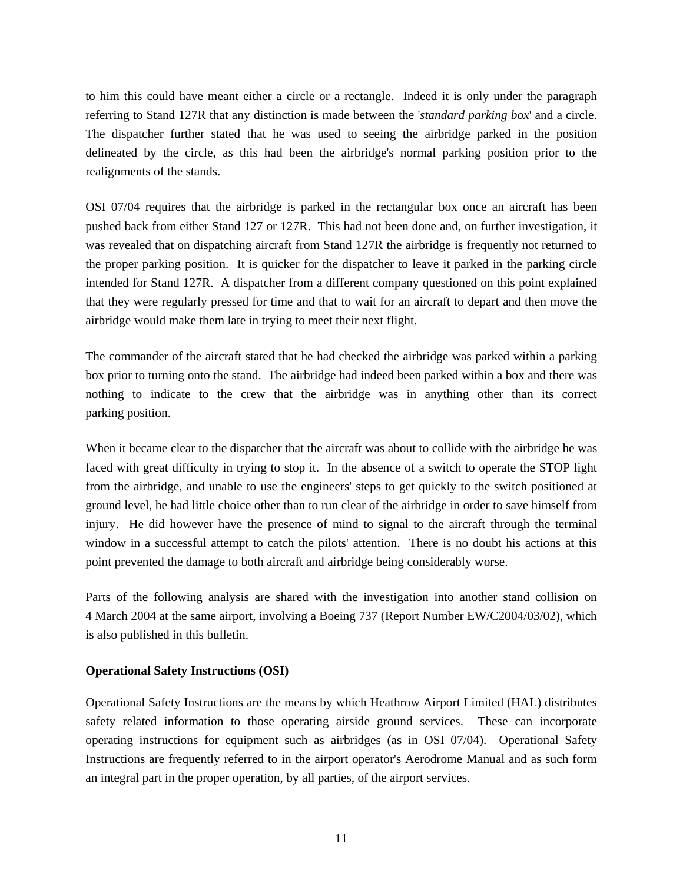to him this could have meant either a circle or a rectangle. Indeed it is only under the paragraph referring to Stand 127R that any distinction is made between the '*standard parking box*' and a circle. The dispatcher further stated that he was used to seeing the airbridge parked in the position delineated by the circle, as this had been the airbridge's normal parking position prior to the realignments of the stands.

OSI 07/04 requires that the airbridge is parked in the rectangular box once an aircraft has been pushed back from either Stand 127 or 127R. This had not been done and, on further investigation, it was revealed that on dispatching aircraft from Stand 127R the airbridge is frequently not returned to the proper parking position. It is quicker for the dispatcher to leave it parked in the parking circle intended for Stand 127R. A dispatcher from a different company questioned on this point explained that they were regularly pressed for time and that to wait for an aircraft to depart and then move the airbridge would make them late in trying to meet their next flight.

The commander of the aircraft stated that he had checked the airbridge was parked within a parking box prior to turning onto the stand. The airbridge had indeed been parked within a box and there was nothing to indicate to the crew that the airbridge was in anything other than its correct parking position.

When it became clear to the dispatcher that the aircraft was about to collide with the airbridge he was faced with great difficulty in trying to stop it. In the absence of a switch to operate the STOP light from the airbridge, and unable to use the engineers' steps to get quickly to the switch positioned at ground level, he had little choice other than to run clear of the airbridge in order to save himself from injury. He did however have the presence of mind to signal to the aircraft through the terminal window in a successful attempt to catch the pilots' attention. There is no doubt his actions at this point prevented the damage to both aircraft and airbridge being considerably worse.

Parts of the following analysis are shared with the investigation into another stand collision on 4 March 2004 at the same airport, involving a Boeing 737 (Report Number EW/C2004/03/02), which is also published in this bulletin.

**Operational Safety Instructions (OSI)**

Operational Safety Instructions are the means by which Heathrow Airport Limited (HAL) distributes safety related information to those operating airside ground services. These can incorporate operating instructions for equipment such as airbridges (as in OSI 07/04). Operational Safety Instructions are frequently referred to in the airport operator's Aerodrome Manual and as such form an integral part in the proper operation, by all parties, of the airport services.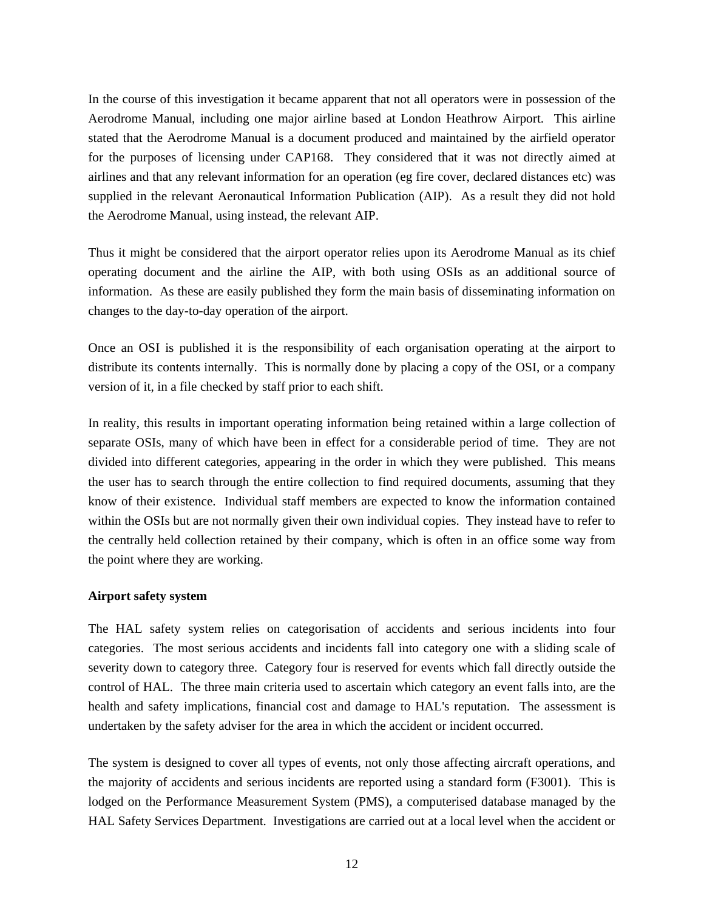In the course of this investigation it became apparent that not all operators were in possession of the Aerodrome Manual, including one major airline based at London Heathrow Airport. This airline stated that the Aerodrome Manual is a document produced and maintained by the airfield operator for the purposes of licensing under CAP168. They considered that it was not directly aimed at airlines and that any relevant information for an operation (eg fire cover, declared distances etc) was supplied in the relevant Aeronautical Information Publication (AIP). As a result they did not hold the Aerodrome Manual, using instead, the relevant AIP.

Thus it might be considered that the airport operator relies upon its Aerodrome Manual as its chief operating document and the airline the AIP, with both using OSIs as an additional source of information. As these are easily published they form the main basis of disseminating information on changes to the day-to-day operation of the airport.

Once an OSI is published it is the responsibility of each organisation operating at the airport to distribute its contents internally. This is normally done by placing a copy of the OSI, or a company version of it, in a file checked by staff prior to each shift.

In reality, this results in important operating information being retained within a large collection of separate OSIs, many of which have been in effect for a considerable period of time. They are not divided into different categories, appearing in the order in which they were published. This means the user has to search through the entire collection to find required documents, assuming that they know of their existence. Individual staff members are expected to know the information contained within the OSIs but are not normally given their own individual copies. They instead have to refer to the centrally held collection retained by their company, which is often in an office some way from the point where they are working.

**Airport safety system**

The HAL safety system relies on categorisation of accidents and serious incidents into four categories. The most serious accidents and incidents fall into category one with a sliding scale of severity down to category three. Category four is reserved for events which fall directly outside the control of HAL. The three main criteria used to ascertain which category an event falls into, are the health and safety implications, financial cost and damage to HAL's reputation. The assessment is undertaken by the safety adviser for the area in which the accident or incident occurred.

The system is designed to cover all types of events, not only those affecting aircraft operations, and the majority of accidents and serious incidents are reported using a standard form (F3001). This is lodged on the Performance Measurement System (PMS), a computerised database managed by the HAL Safety Services Department. Investigations are carried out at a local level when the accident or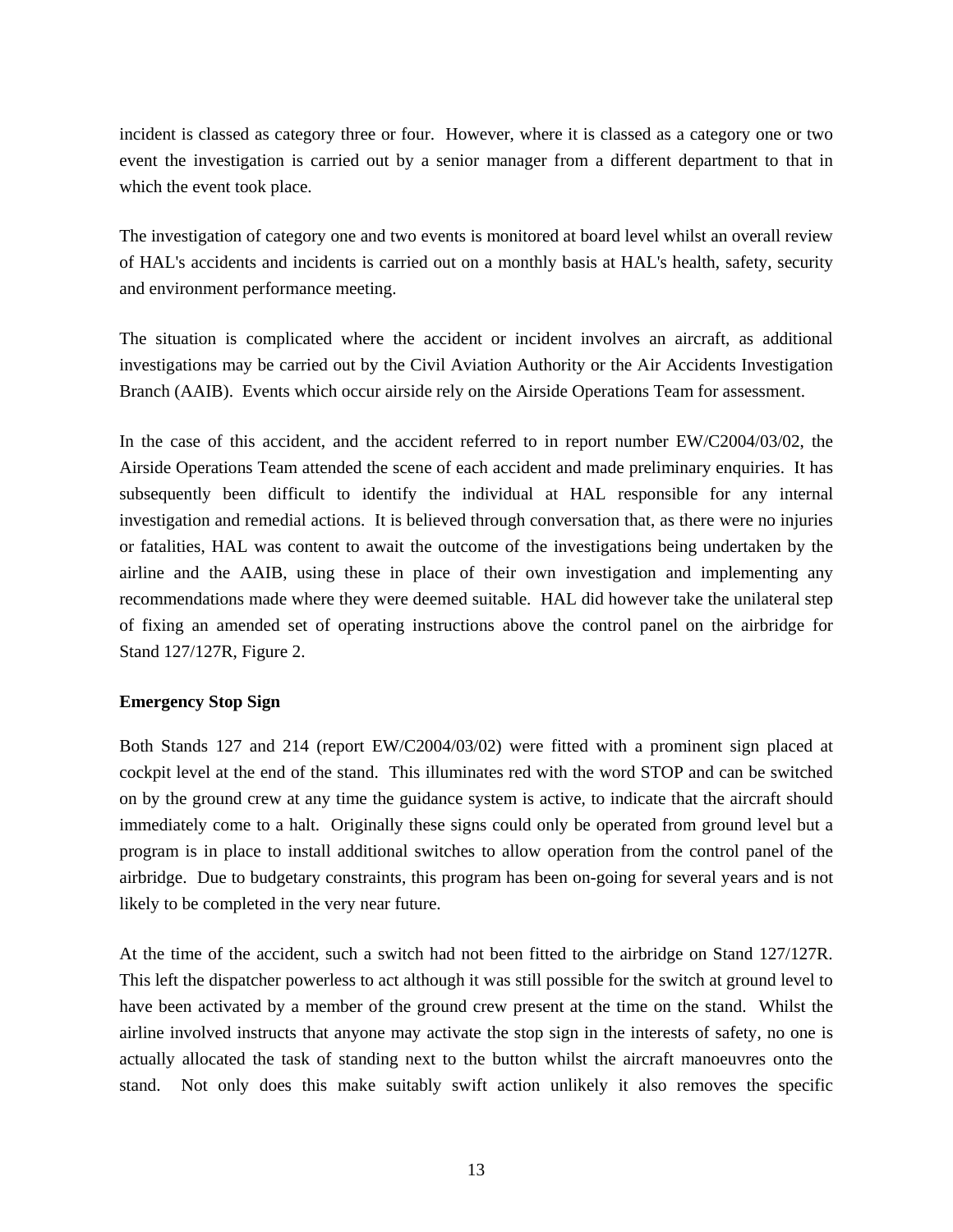incident is classed as category three or four. However, where it is classed as a category one or two event the investigation is carried out by a senior manager from a different department to that in which the event took place.

The investigation of category one and two events is monitored at board level whilst an overall review of HAL's accidents and incidents is carried out on a monthly basis at HAL's health, safety, security and environment performance meeting.

The situation is complicated where the accident or incident involves an aircraft, as additional investigations may be carried out by the Civil Aviation Authority or the Air Accidents Investigation Branch (AAIB). Events which occur airside rely on the Airside Operations Team for assessment.

In the case of this accident, and the accident referred to in report number EW/C2004/03/02, the Airside Operations Team attended the scene of each accident and made preliminary enquiries. It has subsequently been difficult to identify the individual at HAL responsible for any internal investigation and remedial actions. It is believed through conversation that, as there were no injuries or fatalities, HAL was content to await the outcome of the investigations being undertaken by the airline and the AAIB, using these in place of their own investigation and implementing any recommendations made where they were deemed suitable. HAL did however take the unilateral step of fixing an amended set of operating instructions above the control panel on the airbridge for Stand 127/127R, Figure 2.

**Emergency Stop Sign**

Both Stands 127 and 214 (report EW/C2004/03/02) were fitted with a prominent sign placed at cockpit level at the end of the stand. This illuminates red with the word STOP and can be switched on by the ground crew at any time the guidance system is active, to indicate that the aircraft should immediately come to a halt. Originally these signs could only be operated from ground level but a program is in place to install additional switches to allow operation from the control panel of the airbridge. Due to budgetary constraints, this program has been on-going for several years and is not likely to be completed in the very near future.

At the time of the accident, such a switch had not been fitted to the airbridge on Stand 127/127R. This left the dispatcher powerless to act although it was still possible for the switch at ground level to have been activated by a member of the ground crew present at the time on the stand. Whilst the airline involved instructs that anyone may activate the stop sign in the interests of safety, no one is actually allocated the task of standing next to the button whilst the aircraft manoeuvres onto the stand. Not only does this make suitably swift action unlikely it also removes the specific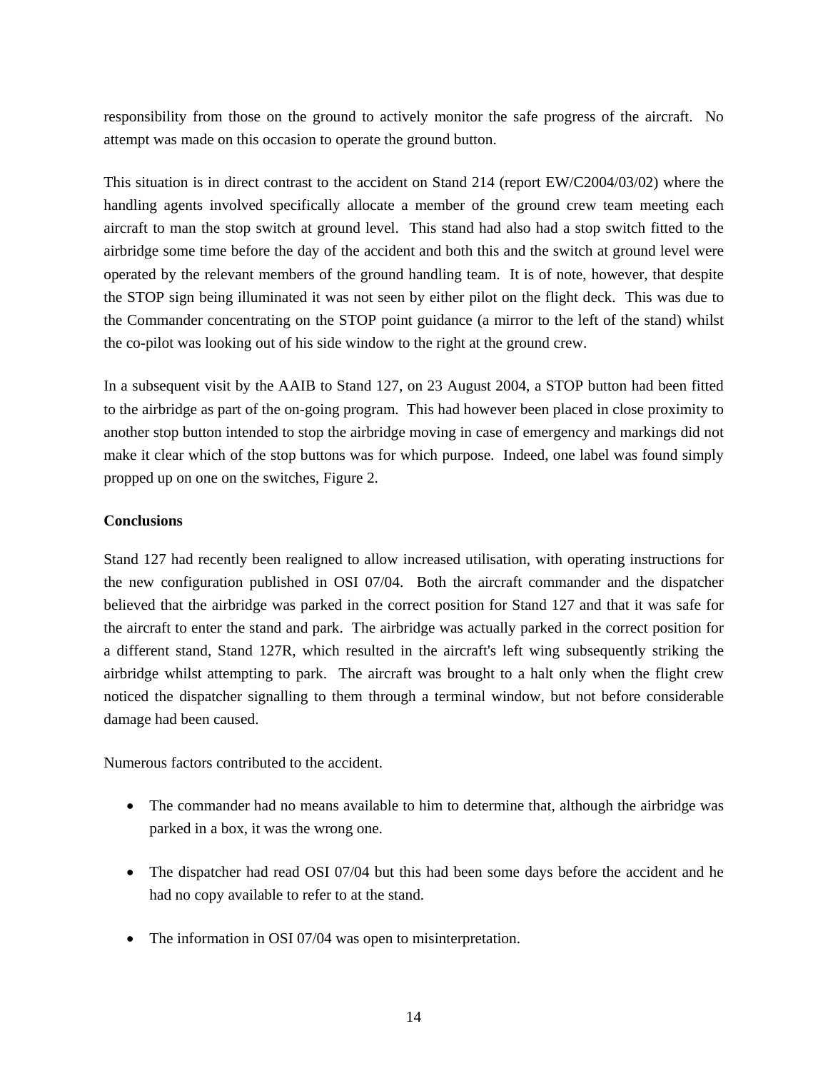responsibility from those on the ground to actively monitor the safe progress of the aircraft. No attempt was made on this occasion to operate the ground button.

This situation is in direct contrast to the accident on Stand 214 (report EW/C2004/03/02) where the handling agents involved specifically allocate a member of the ground crew team meeting each aircraft to man the stop switch at ground level. This stand had also had a stop switch fitted to the airbridge some time before the day of the accident and both this and the switch at ground level were operated by the relevant members of the ground handling team. It is of note, however, that despite the STOP sign being illuminated it was not seen by either pilot on the flight deck. This was due to the Commander concentrating on the STOP point guidance (a mirror to the left of the stand) whilst the co-pilot was looking out of his side window to the right at the ground crew.

In a subsequent visit by the AAIB to Stand 127, on 23 August 2004, a STOP button had been fitted to the airbridge as part of the on-going program. This had however been placed in close proximity to another stop button intended to stop the airbridge moving in case of emergency and markings did not make it clear which of the stop buttons was for which purpose. Indeed, one label was found simply propped up on one on the switches, Figure 2.

**Conclusions**

Stand 127 had recently been realigned to allow increased utilisation, with operating instructions for the new configuration published in OSI 07/04. Both the aircraft commander and the dispatcher believed that the airbridge was parked in the correct position for Stand 127 and that it was safe for the aircraft to enter the stand and park. The airbridge was actually parked in the correct position for a different stand, Stand 127R, which resulted in the aircraft's left wing subsequently striking the airbridge whilst attempting to park. The aircraft was brought to a halt only when the flight crew noticed the dispatcher signalling to them through a terminal window, but not before considerable damage had been caused.

Numerous factors contributed to the accident.

- The commander had no means available to him to determine that, although the airbridge was parked in a box, it was the wrong one.
- The dispatcher had read OSI 07/04 but this had been some days before the accident and he had no copy available to refer to at the stand.
- The information in OSI 07/04 was open to misinterpretation.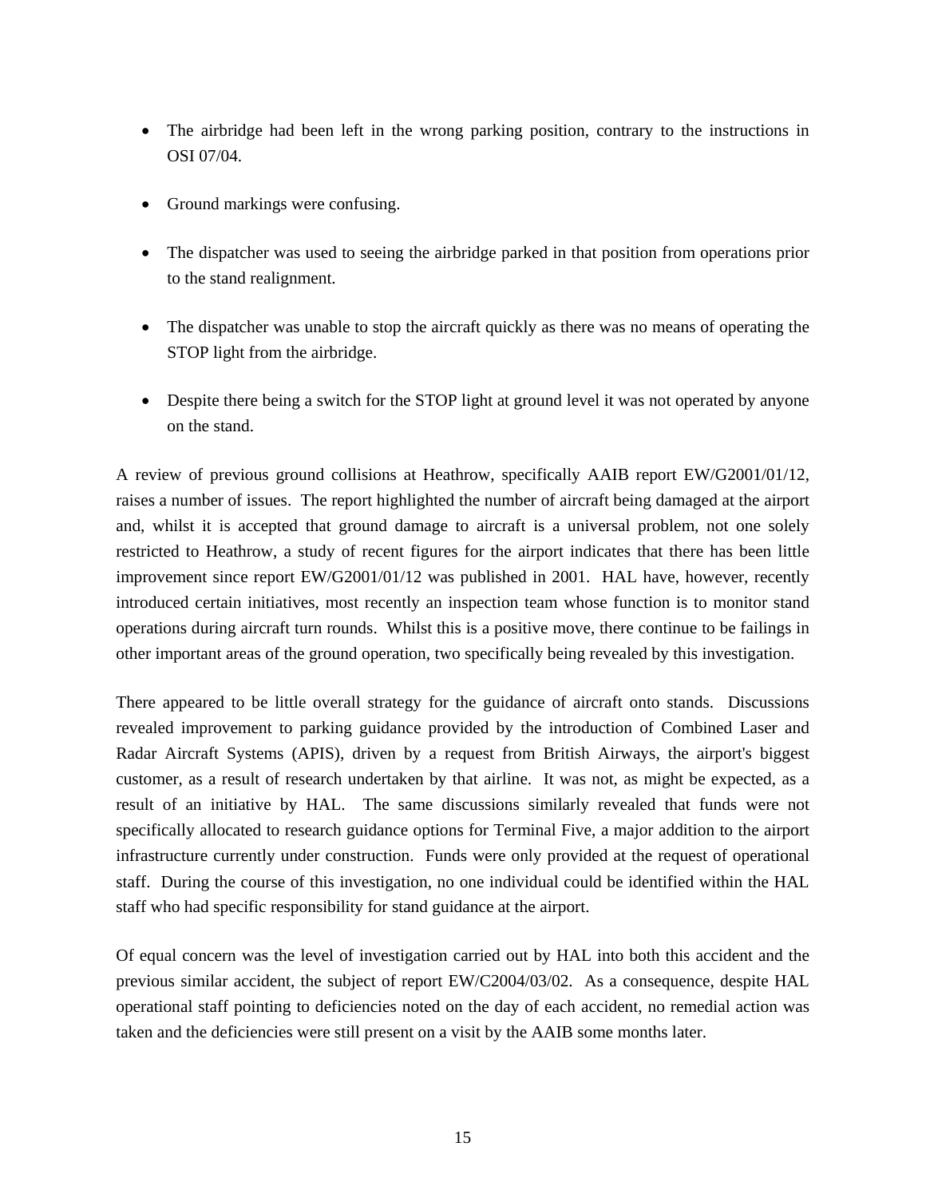- The airbridge had been left in the wrong parking position, contrary to the instructions in OSI 07/04.
- Ground markings were confusing.
- The dispatcher was used to seeing the airbridge parked in that position from operations prior to the stand realignment.
- The dispatcher was unable to stop the aircraft quickly as there was no means of operating the STOP light from the airbridge.
- Despite there being a switch for the STOP light at ground level it was not operated by anyone on the stand.

A review of previous ground collisions at Heathrow, specifically AAIB report EW/G2001/01/12, raises a number of issues. The report highlighted the number of aircraft being damaged at the airport and, whilst it is accepted that ground damage to aircraft is a universal problem, not one solely restricted to Heathrow, a study of recent figures for the airport indicates that there has been little improvement since report EW/G2001/01/12 was published in 2001. HAL have, however, recently introduced certain initiatives, most recently an inspection team whose function is to monitor stand operations during aircraft turn rounds. Whilst this is a positive move, there continue to be failings in other important areas of the ground operation, two specifically being revealed by this investigation.

There appeared to be little overall strategy for the guidance of aircraft onto stands. Discussions revealed improvement to parking guidance provided by the introduction of Combined Laser and Radar Aircraft Systems (APIS), driven by a request from British Airways, the airport's biggest customer, as a result of research undertaken by that airline. It was not, as might be expected, as a result of an initiative by HAL. The same discussions similarly revealed that funds were not specifically allocated to research guidance options for Terminal Five, a major addition to the airport infrastructure currently under construction. Funds were only provided at the request of operational staff. During the course of this investigation, no one individual could be identified within the HAL staff who had specific responsibility for stand guidance at the airport.

Of equal concern was the level of investigation carried out by HAL into both this accident and the previous similar accident, the subject of report EW/C2004/03/02. As a consequence, despite HAL operational staff pointing to deficiencies noted on the day of each accident, no remedial action was taken and the deficiencies were still present on a visit by the AAIB some months later.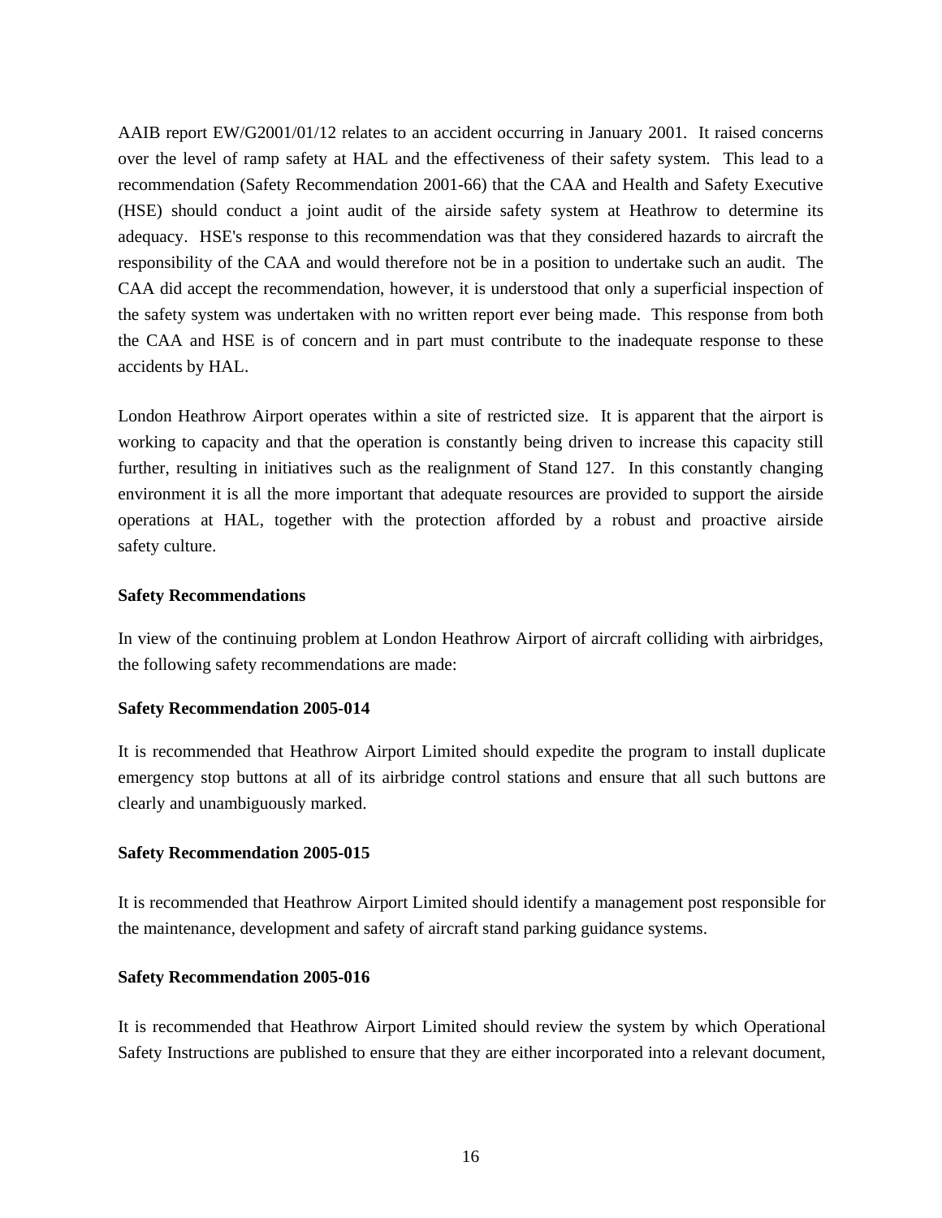AAIB report EW/G2001/01/12 relates to an accident occurring in January 2001. It raised concerns over the level of ramp safety at HAL and the effectiveness of their safety system. This lead to a recommendation (Safety Recommendation 2001-66) that the CAA and Health and Safety Executive (HSE) should conduct a joint audit of the airside safety system at Heathrow to determine its adequacy. HSE's response to this recommendation was that they considered hazards to aircraft the responsibility of the CAA and would therefore not be in a position to undertake such an audit. The CAA did accept the recommendation, however, it is understood that only a superficial inspection of the safety system was undertaken with no written report ever being made. This response from both the CAA and HSE is of concern and in part must contribute to the inadequate response to these accidents by HAL.

London Heathrow Airport operates within a site of restricted size. It is apparent that the airport is working to capacity and that the operation is constantly being driven to increase this capacity still further, resulting in initiatives such as the realignment of Stand 127. In this constantly changing environment it is all the more important that adequate resources are provided to support the airside operations at HAL, together with the protection afforded by a robust and proactive airside safety culture.

**Safety Recommendations**

In view of the continuing problem at London Heathrow Airport of aircraft colliding with airbridges, the following safety recommendations are made:

**Safety Recommendation 2005-014**

It is recommended that Heathrow Airport Limited should expedite the program to install duplicate emergency stop buttons at all of its airbridge control stations and ensure that all such buttons are clearly and unambiguously marked.

**Safety Recommendation 2005-015**

It is recommended that Heathrow Airport Limited should identify a management post responsible for the maintenance, development and safety of aircraft stand parking guidance systems.

**Safety Recommendation 2005-016**

It is recommended that Heathrow Airport Limited should review the system by which Operational Safety Instructions are published to ensure that they are either incorporated into a relevant document,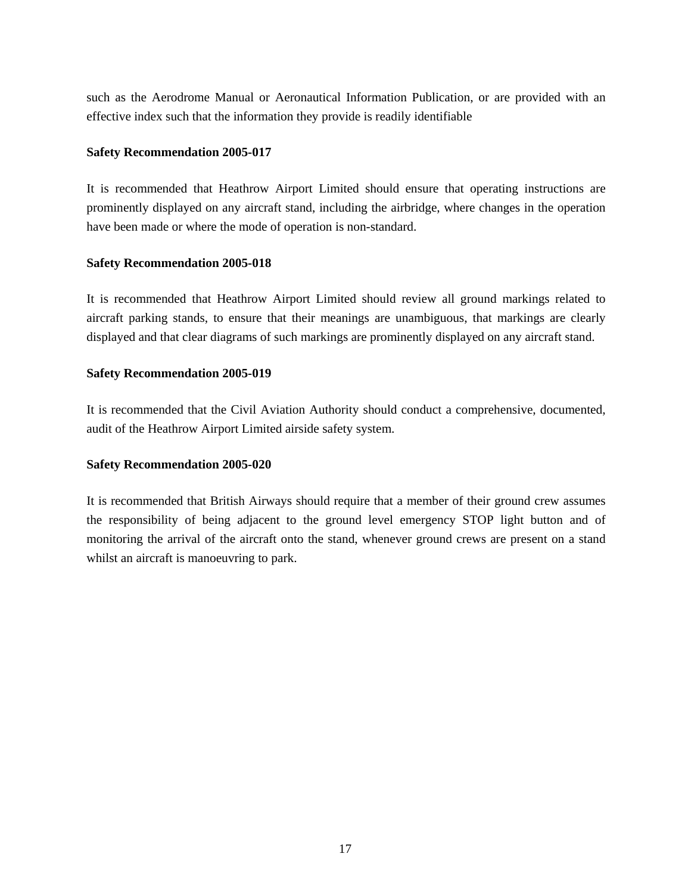such as the Aerodrome Manual or Aeronautical Information Publication, or are provided with an effective index such that the information they provide is readily identifiable

**Safety Recommendation 2005-017**

It is recommended that Heathrow Airport Limited should ensure that operating instructions are prominently displayed on any aircraft stand, including the airbridge, where changes in the operation have been made or where the mode of operation is non-standard.

**Safety Recommendation 2005-018**

It is recommended that Heathrow Airport Limited should review all ground markings related to aircraft parking stands, to ensure that their meanings are unambiguous, that markings are clearly displayed and that clear diagrams of such markings are prominently displayed on any aircraft stand.

**Safety Recommendation 2005-019**

It is recommended that the Civil Aviation Authority should conduct a comprehensive, documented, audit of the Heathrow Airport Limited airside safety system.

**Safety Recommendation 2005-020**

It is recommended that British Airways should require that a member of their ground crew assumes the responsibility of being adjacent to the ground level emergency STOP light button and of monitoring the arrival of the aircraft onto the stand, whenever ground crews are present on a stand whilst an aircraft is manoeuvring to park.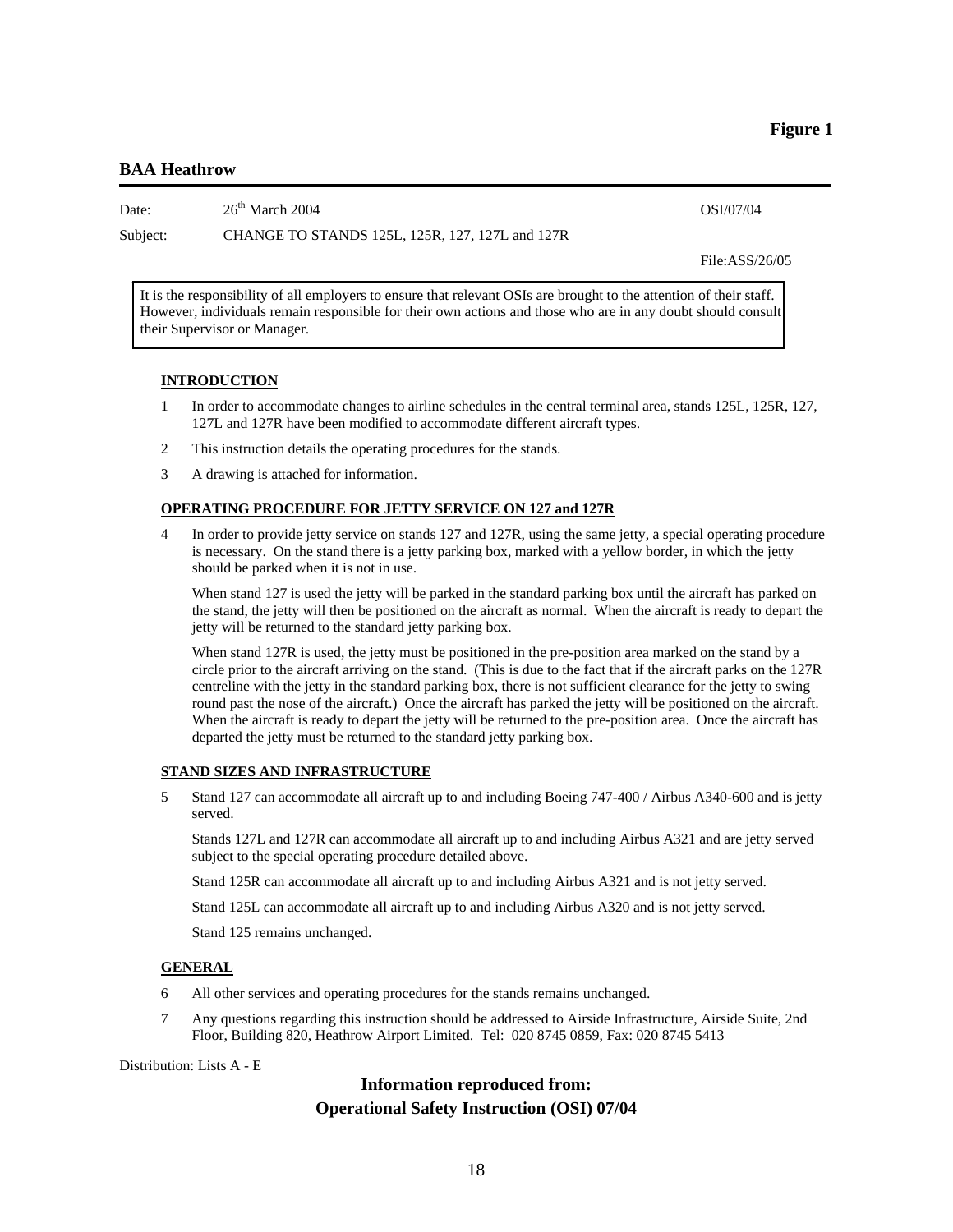**Figure 1**

## BAA Heathrow

Date: 26th March 2004 OSI/07/04

Subject: CHANGE TO STANDS 125L, 125R, 127, 127L and 127R

File:ASS/26/05

> It is the responsibility of all employers to ensure that relevant OSIs are brought to the attention of their staff. However, individuals remain responsible for their own actions and those who are in any doubt should consult their Supervisor or Manager.

### INTRODUCTION

1 In order to accommodate changes to airline schedules in the central terminal area, stands 125L, 125R, 127, 127L and 127R have been modified to accommodate different aircraft types.

2 This instruction details the operating procedures for the stands.

3 A drawing is attached for information.

### OPERATING PROCEDURE FOR JETTY SERVICE ON 127 and 127R

4 In order to provide jetty service on stands 127 and 127R, using the same jetty, a special operating procedure is necessary. On the stand there is a jetty parking box, marked with a yellow border, in which the jetty should be parked when it is not in use.

When stand 127 is used the jetty will be parked in the standard parking box until the aircraft has parked on the stand, the jetty will then be positioned on the aircraft as normal. When the aircraft is ready to depart the jetty will be returned to the standard jetty parking box.

When stand 127R is used, the jetty must be positioned in the pre-position area marked on the stand by a circle prior to the aircraft arriving on the stand. (This is due to the fact that if the aircraft parks on the 127R centreline with the jetty in the standard parking box, there is not sufficient clearance for the jetty to swing round past the nose of the aircraft.) Once the aircraft has parked the jetty will be positioned on the aircraft. When the aircraft is ready to depart the jetty will be returned to the pre-position area. Once the aircraft has departed the jetty must be returned to the standard jetty parking box.

### STAND SIZES AND INFRASTRUCTURE

5 Stand 127 can accommodate all aircraft up to and including Boeing 747-400 / Airbus A340-600 and is jetty served.

Stands 127L and 127R can accommodate all aircraft up to and including Airbus A321 and are jetty served subject to the special operating procedure detailed above.

Stand 125R can accommodate all aircraft up to and including Airbus A321 and is not jetty served.

Stand 125L can accommodate all aircraft up to and including Airbus A320 and is not jetty served.

Stand 125 remains unchanged.

### GENERAL

6 All other services and operating procedures for the stands remains unchanged.

7 Any questions regarding this instruction should be addressed to Airside Infrastructure, Airside Suite, 2nd Floor, Building 820, Heathrow Airport Limited. Tel: 020 8745 0859, Fax: 020 8745 5413

Distribution: Lists A - E

**Information reproduced from:**
**Operational Safety Instruction (OSI) 07/04**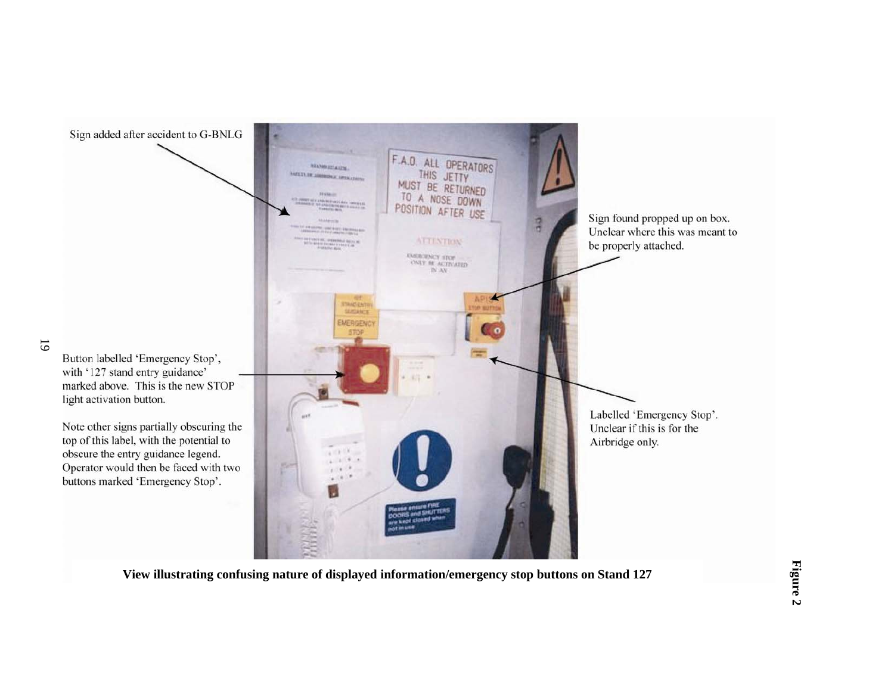Sign added after accident to G-BNLG

Sign found propped up on box. Unclear where this was meant to be properly attached.

Button labelled 'Emergency Stop', with '127 stand entry guidance' marked above. This is the new STOP light activation button.

Note other signs partially obscuring the top of this label, with the potential to obscure the entry guidance legend. Operator would then be faced with two buttons marked 'Emergency Stop'.

Labelled 'Emergency Stop'. Unclear if this is for the Airbridge only.

**View illustrating confusing nature of displayed information/emergency stop buttons on Stand 127**

**Figure 2**